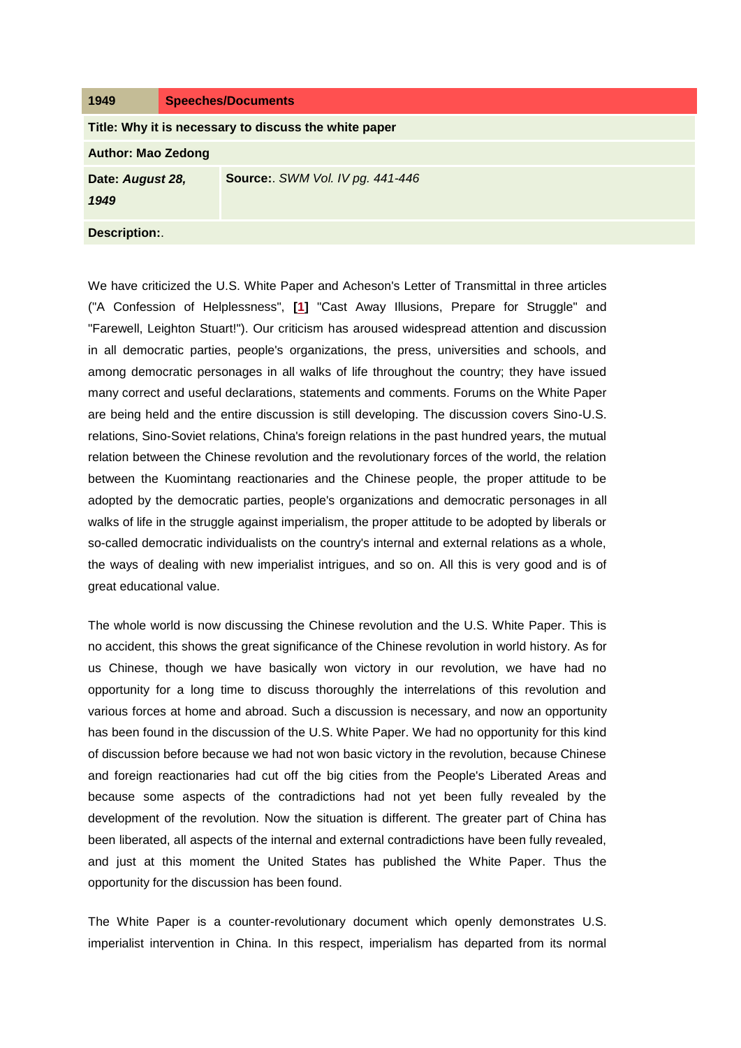| 1949 | Speeches/Documents |
| --- | --- |
| **Title: Why it is necessary to discuss the white paper** | |
| **Author: Mao Zedong** | |
| **Date:** ***August 28, 1949*** | **Source:**. *SWM Vol. IV pg. 441-446* |
| **Description:**. | |

We have criticized the U.S. White Paper and Acheson's Letter of Transmittal in three articles ("A Confession of Helplessness", [1] "Cast Away Illusions, Prepare for Struggle" and "Farewell, Leighton Stuart!"). Our criticism has aroused widespread attention and discussion in all democratic parties, people's organizations, the press, universities and schools, and among democratic personages in all walks of life throughout the country; they have issued many correct and useful declarations, statements and comments. Forums on the White Paper are being held and the entire discussion is still developing. The discussion covers Sino-U.S. relations, Sino-Soviet relations, China's foreign relations in the past hundred years, the mutual relation between the Chinese revolution and the revolutionary forces of the world, the relation between the Kuomintang reactionaries and the Chinese people, the proper attitude to be adopted by the democratic parties, people's organizations and democratic personages in all walks of life in the struggle against imperialism, the proper attitude to be adopted by liberals or so-called democratic individualists on the country's internal and external relations as a whole, the ways of dealing with new imperialist intrigues, and so on. All this is very good and is of great educational value.

The whole world is now discussing the Chinese revolution and the U.S. White Paper. This is no accident, this shows the great significance of the Chinese revolution in world history. As for us Chinese, though we have basically won victory in our revolution, we have had no opportunity for a long time to discuss thoroughly the interrelations of this revolution and various forces at home and abroad. Such a discussion is necessary, and now an opportunity has been found in the discussion of the U.S. White Paper. We had no opportunity for this kind of discussion before because we had not won basic victory in the revolution, because Chinese and foreign reactionaries had cut off the big cities from the People's Liberated Areas and because some aspects of the contradictions had not yet been fully revealed by the development of the revolution. Now the situation is different. The greater part of China has been liberated, all aspects of the internal and external contradictions have been fully revealed, and just at this moment the United States has published the White Paper. Thus the opportunity for the discussion has been found.

The White Paper is a counter-revolutionary document which openly demonstrates U.S. imperialist intervention in China. In this respect, imperialism has departed from its normal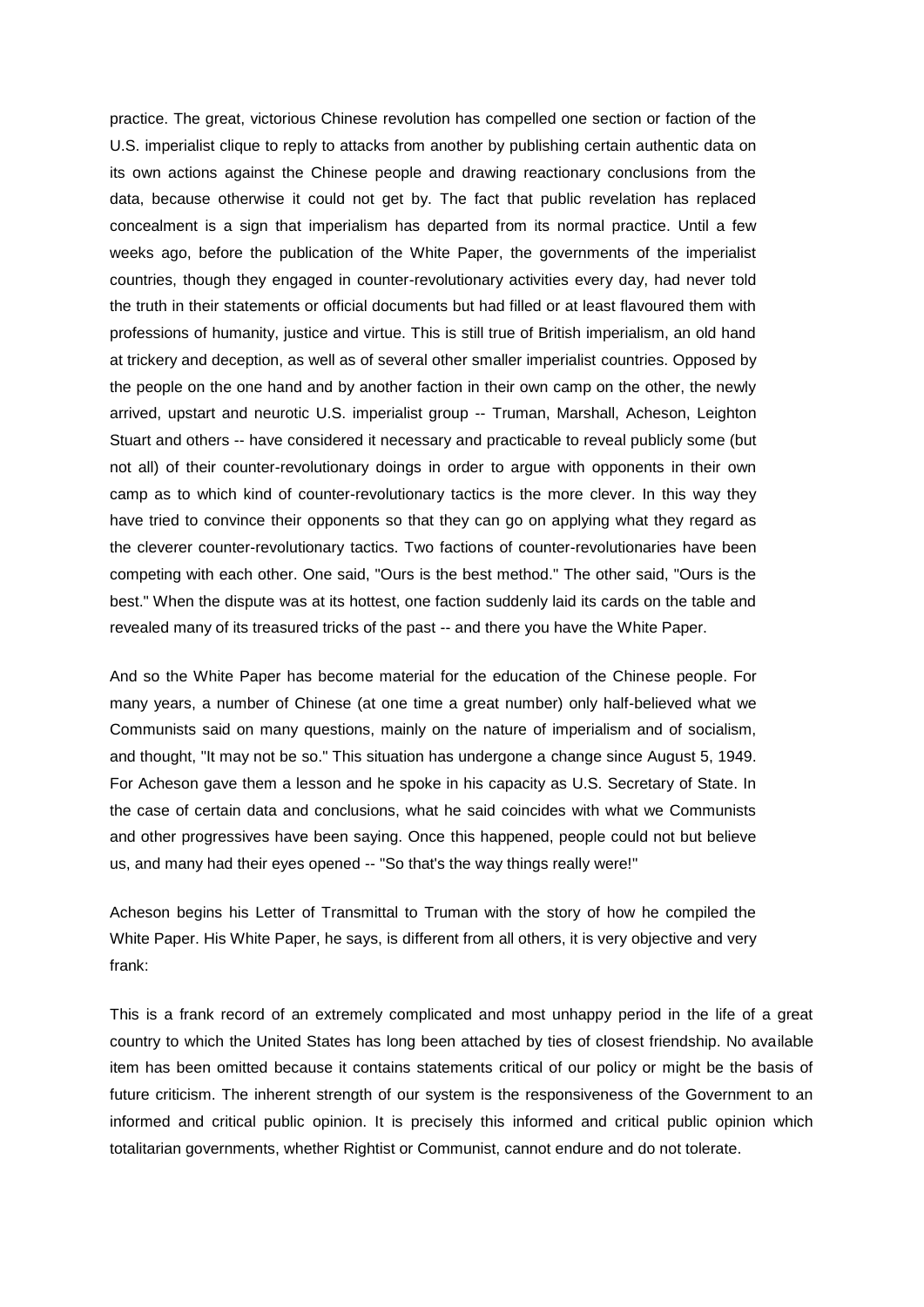practice. The great, victorious Chinese revolution has compelled one section or faction of the U.S. imperialist clique to reply to attacks from another by publishing certain authentic data on its own actions against the Chinese people and drawing reactionary conclusions from the data, because otherwise it could not get by. The fact that public revelation has replaced concealment is a sign that imperialism has departed from its normal practice. Until a few weeks ago, before the publication of the White Paper, the governments of the imperialist countries, though they engaged in counter-revolutionary activities every day, had never told the truth in their statements or official documents but had filled or at least flavoured them with professions of humanity, justice and virtue. This is still true of British imperialism, an old hand at trickery and deception, as well as of several other smaller imperialist countries. Opposed by the people on the one hand and by another faction in their own camp on the other, the newly arrived, upstart and neurotic U.S. imperialist group -- Truman, Marshall, Acheson, Leighton Stuart and others -- have considered it necessary and practicable to reveal publicly some (but not all) of their counter-revolutionary doings in order to argue with opponents in their own camp as to which kind of counter-revolutionary tactics is the more clever. In this way they have tried to convince their opponents so that they can go on applying what they regard as the cleverer counter-revolutionary tactics. Two factions of counter-revolutionaries have been competing with each other. One said, "Ours is the best method." The other said, "Ours is the best." When the dispute was at its hottest, one faction suddenly laid its cards on the table and revealed many of its treasured tricks of the past -- and there you have the White Paper.

And so the White Paper has become material for the education of the Chinese people. For many years, a number of Chinese (at one time a great number) only half-believed what we Communists said on many questions, mainly on the nature of imperialism and of socialism, and thought, "It may not be so." This situation has undergone a change since August 5, 1949. For Acheson gave them a lesson and he spoke in his capacity as U.S. Secretary of State. In the case of certain data and conclusions, what he said coincides with what we Communists and other progressives have been saying. Once this happened, people could not but believe us, and many had their eyes opened -- "So that's the way things really were!"

Acheson begins his Letter of Transmittal to Truman with the story of how he compiled the White Paper. His White Paper, he says, is different from all others, it is very objective and very frank:

This is a frank record of an extremely complicated and most unhappy period in the life of a great country to which the United States has long been attached by ties of closest friendship. No available item has been omitted because it contains statements critical of our policy or might be the basis of future criticism. The inherent strength of our system is the responsiveness of the Government to an informed and critical public opinion. It is precisely this informed and critical public opinion which totalitarian governments, whether Rightist or Communist, cannot endure and do not tolerate.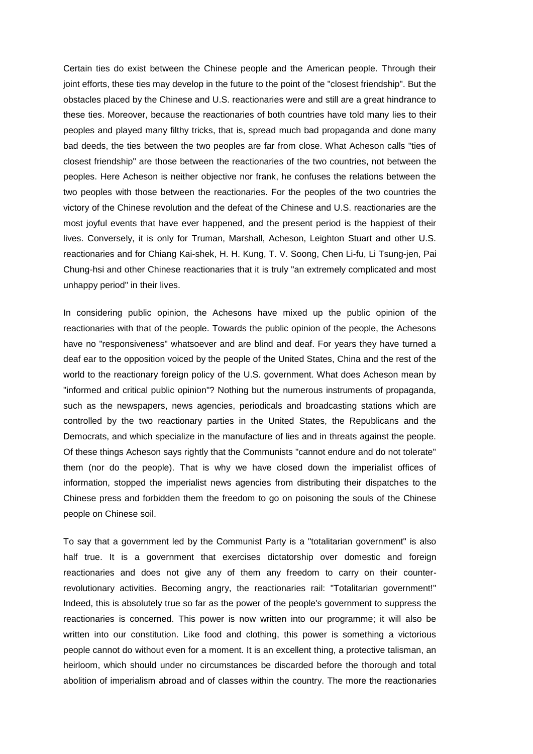Certain ties do exist between the Chinese people and the American people. Through their joint efforts, these ties may develop in the future to the point of the "closest friendship". But the obstacles placed by the Chinese and U.S. reactionaries were and still are a great hindrance to these ties. Moreover, because the reactionaries of both countries have told many lies to their peoples and played many filthy tricks, that is, spread much bad propaganda and done many bad deeds, the ties between the two peoples are far from close. What Acheson calls "ties of closest friendship" are those between the reactionaries of the two countries, not between the peoples. Here Acheson is neither objective nor frank, he confuses the relations between the two peoples with those between the reactionaries. For the peoples of the two countries the victory of the Chinese revolution and the defeat of the Chinese and U.S. reactionaries are the most joyful events that have ever happened, and the present period is the happiest of their lives. Conversely, it is only for Truman, Marshall, Acheson, Leighton Stuart and other U.S. reactionaries and for Chiang Kai-shek, H. H. Kung, T. V. Soong, Chen Li-fu, Li Tsung-jen, Pai Chung-hsi and other Chinese reactionaries that it is truly "an extremely complicated and most unhappy period" in their lives.

In considering public opinion, the Achesons have mixed up the public opinion of the reactionaries with that of the people. Towards the public opinion of the people, the Achesons have no "responsiveness" whatsoever and are blind and deaf. For years they have turned a deaf ear to the opposition voiced by the people of the United States, China and the rest of the world to the reactionary foreign policy of the U.S. government. What does Acheson mean by "informed and critical public opinion"? Nothing but the numerous instruments of propaganda, such as the newspapers, news agencies, periodicals and broadcasting stations which are controlled by the two reactionary parties in the United States, the Republicans and the Democrats, and which specialize in the manufacture of lies and in threats against the people. Of these things Acheson says rightly that the Communists "cannot endure and do not tolerate" them (nor do the people). That is why we have closed down the imperialist offices of information, stopped the imperialist news agencies from distributing their dispatches to the Chinese press and forbidden them the freedom to go on poisoning the souls of the Chinese people on Chinese soil.

To say that a government led by the Communist Party is a "totalitarian government" is also half true. It is a government that exercises dictatorship over domestic and foreign reactionaries and does not give any of them any freedom to carry on their counter-revolutionary activities. Becoming angry, the reactionaries rail: "Totalitarian government!" Indeed, this is absolutely true so far as the power of the people's government to suppress the reactionaries is concerned. This power is now written into our programme; it will also be written into our constitution. Like food and clothing, this power is something a victorious people cannot do without even for a moment. It is an excellent thing, a protective talisman, an heirloom, which should under no circumstances be discarded before the thorough and total abolition of imperialism abroad and of classes within the country. The more the reactionaries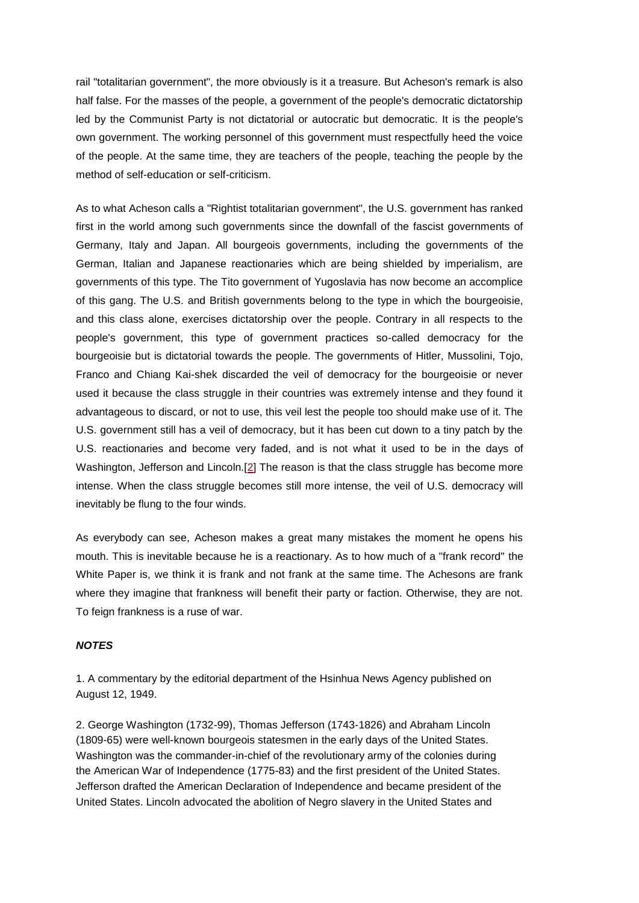rail "totalitarian government", the more obviously is it a treasure. But Acheson's remark is also half false. For the masses of the people, a government of the people's democratic dictatorship led by the Communist Party is not dictatorial or autocratic but democratic. It is the people's own government. The working personnel of this government must respectfully heed the voice of the people. At the same time, they are teachers of the people, teaching the people by the method of self-education or self-criticism.

As to what Acheson calls a "Rightist totalitarian government", the U.S. government has ranked first in the world among such governments since the downfall of the fascist governments of Germany, Italy and Japan. All bourgeois governments, including the governments of the German, Italian and Japanese reactionaries which are being shielded by imperialism, are governments of this type. The Tito government of Yugoslavia has now become an accomplice of this gang. The U.S. and British governments belong to the type in which the bourgeoisie, and this class alone, exercises dictatorship over the people. Contrary in all respects to the people's government, this type of government practices so-called democracy for the bourgeoisie but is dictatorial towards the people. The governments of Hitler, Mussolini, Tojo, Franco and Chiang Kai-shek discarded the veil of democracy for the bourgeoisie or never used it because the class struggle in their countries was extremely intense and they found it advantageous to discard, or not to use, this veil lest the people too should make use of it. The U.S. government still has a veil of democracy, but it has been cut down to a tiny patch by the U.S. reactionaries and become very faded, and is not what it used to be in the days of Washington, Jefferson and Lincoln.[2] The reason is that the class struggle has become more intense. When the class struggle becomes still more intense, the veil of U.S. democracy will inevitably be flung to the four winds.

As everybody can see, Acheson makes a great many mistakes the moment he opens his mouth. This is inevitable because he is a reactionary. As to how much of a "frank record" the White Paper is, we think it is frank and not frank at the same time. The Achesons are frank where they imagine that frankness will benefit their party or faction. Otherwise, they are not. To feign frankness is a ruse of war.

### ***NOTES***

1. A commentary by the editorial department of the Hsinhua News Agency published on August 12, 1949.

2. George Washington (1732-99), Thomas Jefferson (1743-1826) and Abraham Lincoln (1809-65) were well-known bourgeois statesmen in the early days of the United States. Washington was the commander-in-chief of the revolutionary army of the colonies during the American War of Independence (1775-83) and the first president of the United States. Jefferson drafted the American Declaration of Independence and became president of the United States. Lincoln advocated the abolition of Negro slavery in the United States and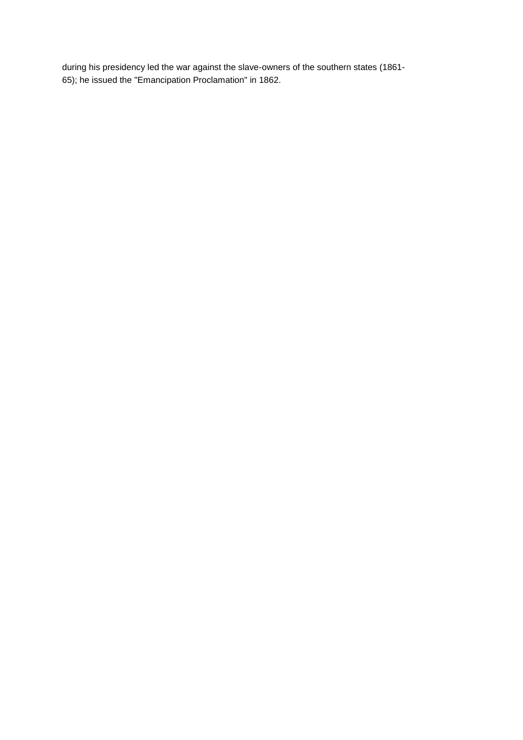during his presidency led the war against the slave-owners of the southern states (1861-65); he issued the "Emancipation Proclamation" in 1862.